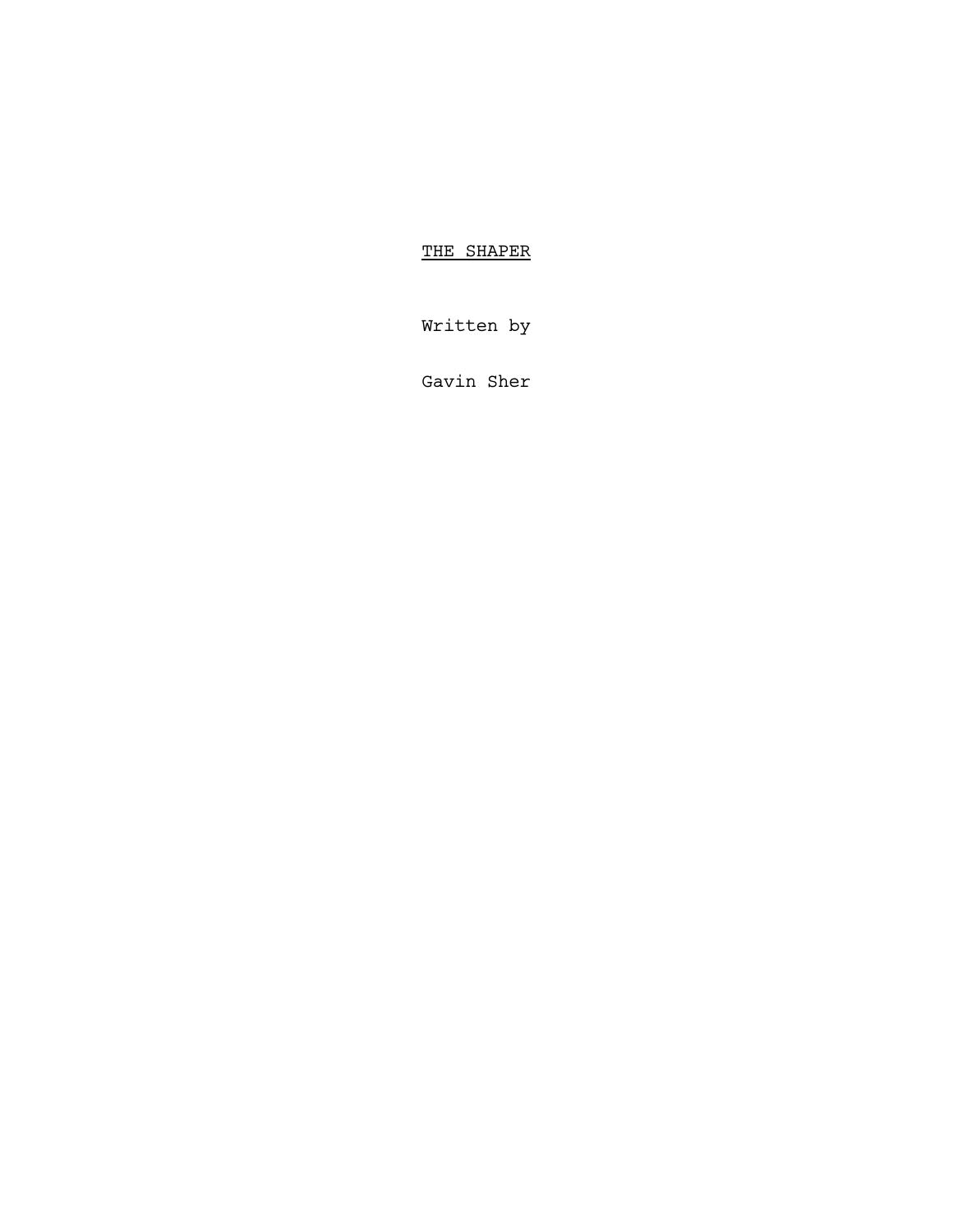# THE SHAPER

Written by

Gavin Sher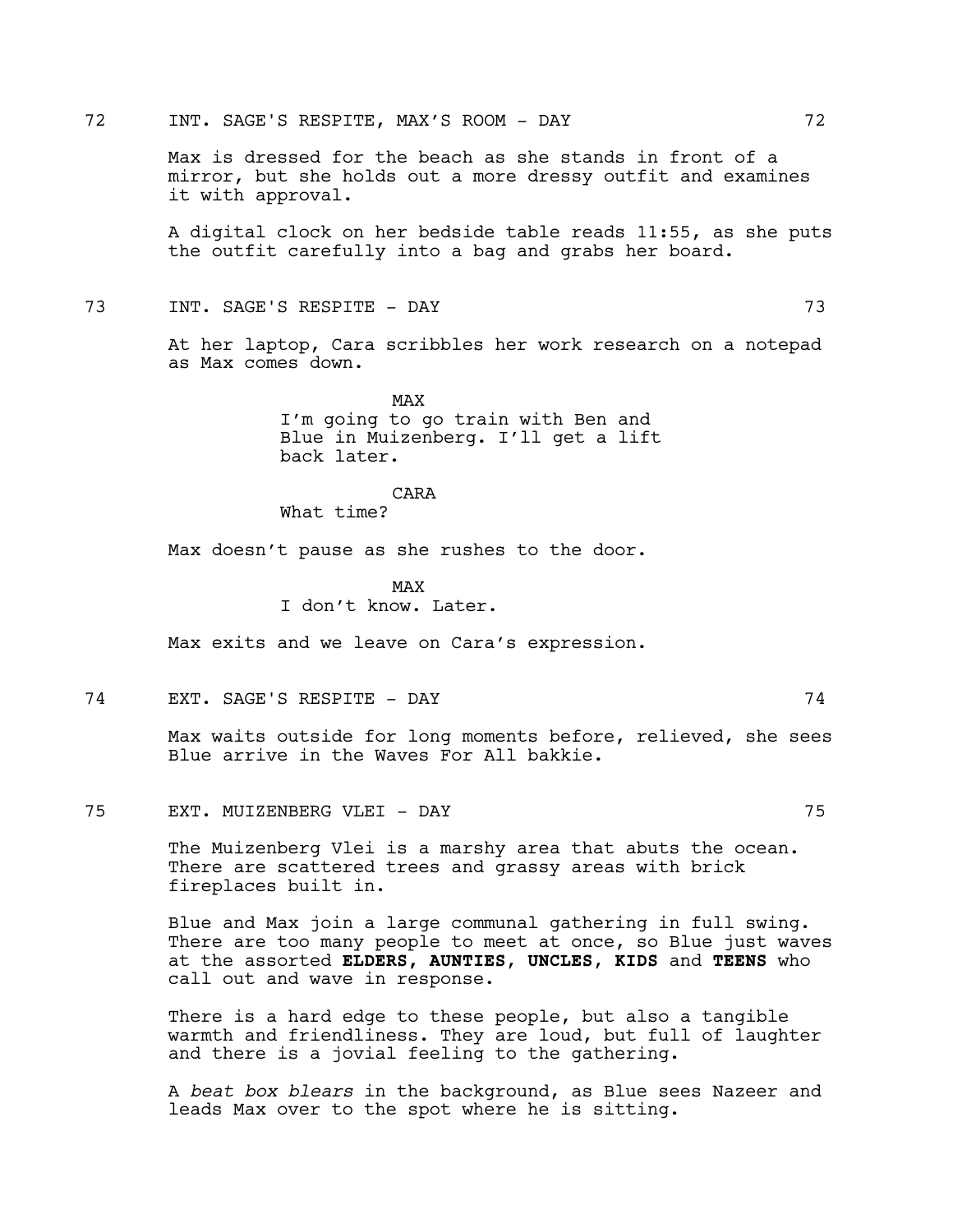72 INT. SAGE'S RESPITE, MAX'S ROOM - DAY 72

Max is dressed for the beach as she stands in front of a mirror, but she holds out a more dressy outfit and examines it with approval.

A digital clock on her bedside table reads 11:55, as she puts the outfit carefully into a bag and grabs her board.

73 INT. SAGE'S RESPITE - DAY 73

At her laptop, Cara scribbles her work research on a notepad as Max comes down.

MAX
I'm going to go train with Ben and Blue in Muizenberg. I'll get a lift back later.

CARA
What time?

Max doesn't pause as she rushes to the door.

MAX
I don't know. Later.

Max exits and we leave on Cara's expression.

74 EXT. SAGE'S RESPITE - DAY 74

Max waits outside for long moments before, relieved, she sees Blue arrive in the Waves For All bakkie.

75 EXT. MUIZENBERG VLEI - DAY 75

The Muizenberg Vlei is a marshy area that abuts the ocean. There are scattered trees and grassy areas with brick fireplaces built in.

Blue and Max join a large communal gathering in full swing. There are too many people to meet at once, so Blue just waves at the assorted **ELDERS, AUNTIES, UNCLES, KIDS** and **TEENS** who call out and wave in response.

There is a hard edge to these people, but also a tangible warmth and friendliness. They are loud, but full of laughter and there is a jovial feeling to the gathering.

A *beat box blears* in the background, as Blue sees Nazeer and leads Max over to the spot where he is sitting.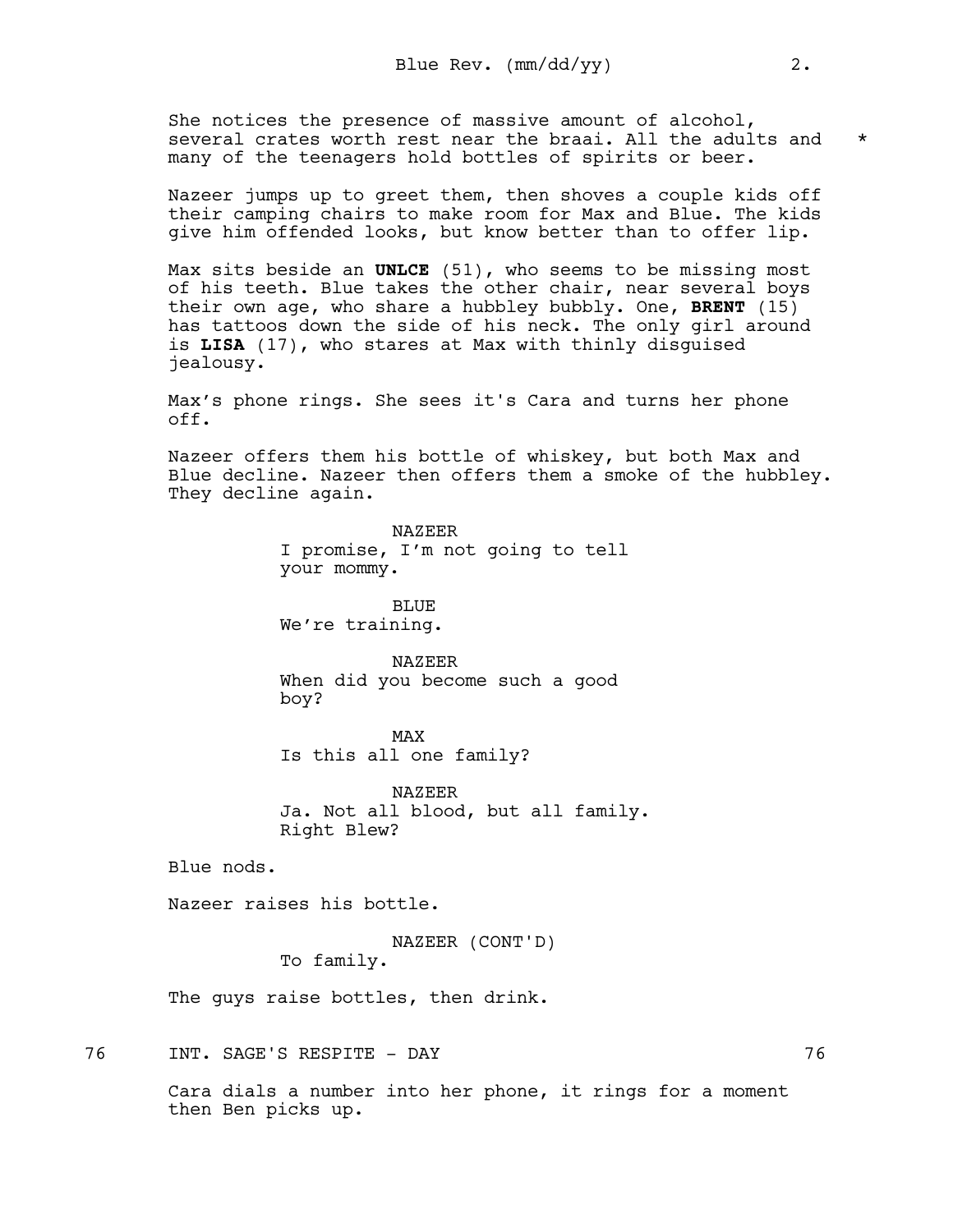She notices the presence of massive amount of alcohol, several crates worth rest near the braai. All the adults and many of the teenagers hold bottles of spirits or beer. *

Nazeer jumps up to greet them, then shoves a couple kids off their camping chairs to make room for Max and Blue. The kids give him offended looks, but know better than to offer lip.

Max sits beside an **UNLCE** (51), who seems to be missing most of his teeth. Blue takes the other chair, near several boys their own age, who share a hubbley bubbly. One, **BRENT** (15) has tattoos down the side of his neck. The only girl around is **LISA** (17), who stares at Max with thinly disguised jealousy.

Max's phone rings. She sees it's Cara and turns her phone off.

Nazeer offers them his bottle of whiskey, but both Max and Blue decline. Nazeer then offers them a smoke of the hubbley. They decline again.

NAZEER
I promise, I'm not going to tell your mommy.

BLUE
We're training.

NAZEER
When did you become such a good boy?

MAX
Is this all one family?

NAZEER
Ja. Not all blood, but all family. Right Blew?

Blue nods.

Nazeer raises his bottle.

NAZEER (CONT'D)
To family.

The guys raise bottles, then drink.

76 INT. SAGE'S RESPITE - DAY 76

Cara dials a number into her phone, it rings for a moment then Ben picks up.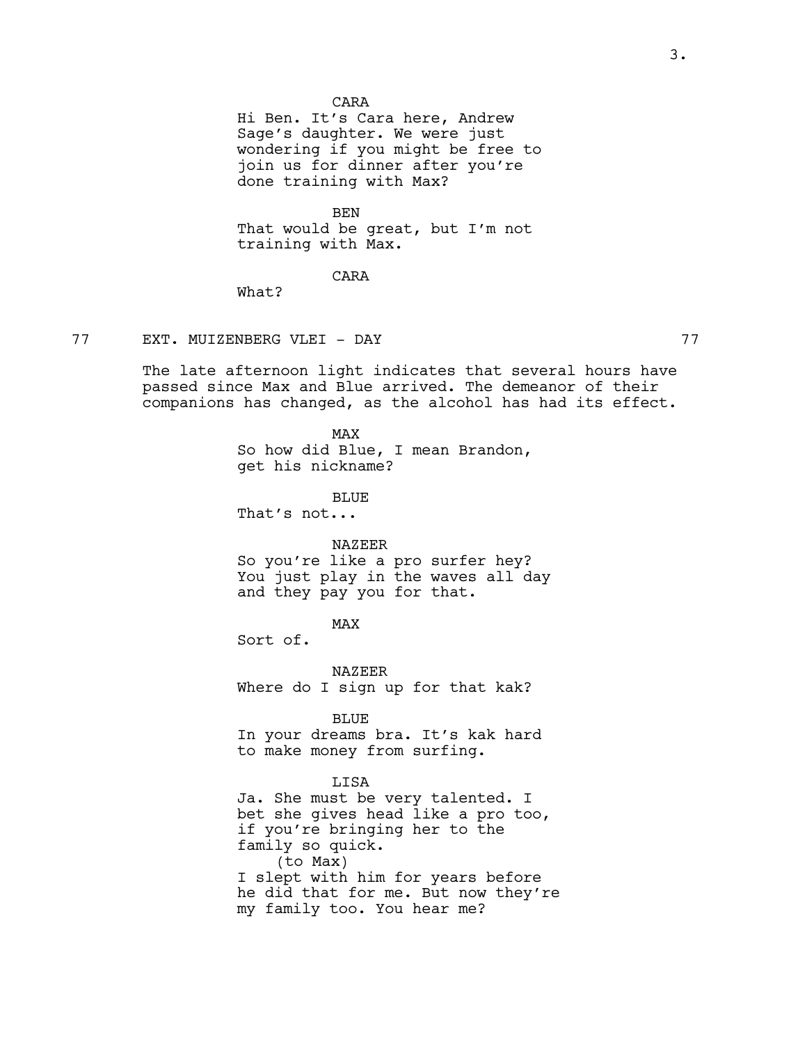CARA
Hi Ben. It's Cara here, Andrew Sage's daughter. We were just wondering if you might be free to join us for dinner after you're done training with Max?

BEN
That would be great, but I'm not training with Max.

CARA
What?

77 EXT. MUIZENBERG VLEI - DAY 77

The late afternoon light indicates that several hours have passed since Max and Blue arrived. The demeanor of their companions has changed, as the alcohol has had its effect.

MAX
So how did Blue, I mean Brandon, get his nickname?

BLUE
That's not...

NAZEER
So you're like a pro surfer hey? You just play in the waves all day and they pay you for that.

MAX
Sort of.

NAZEER
Where do I sign up for that kak?

BLUE
In your dreams bra. It's kak hard to make money from surfing.

LISA
Ja. She must be very talented. I bet she gives head like a pro too, if you're bringing her to the family so quick.
(to Max)
I slept with him for years before he did that for me. But now they're my family too. You hear me?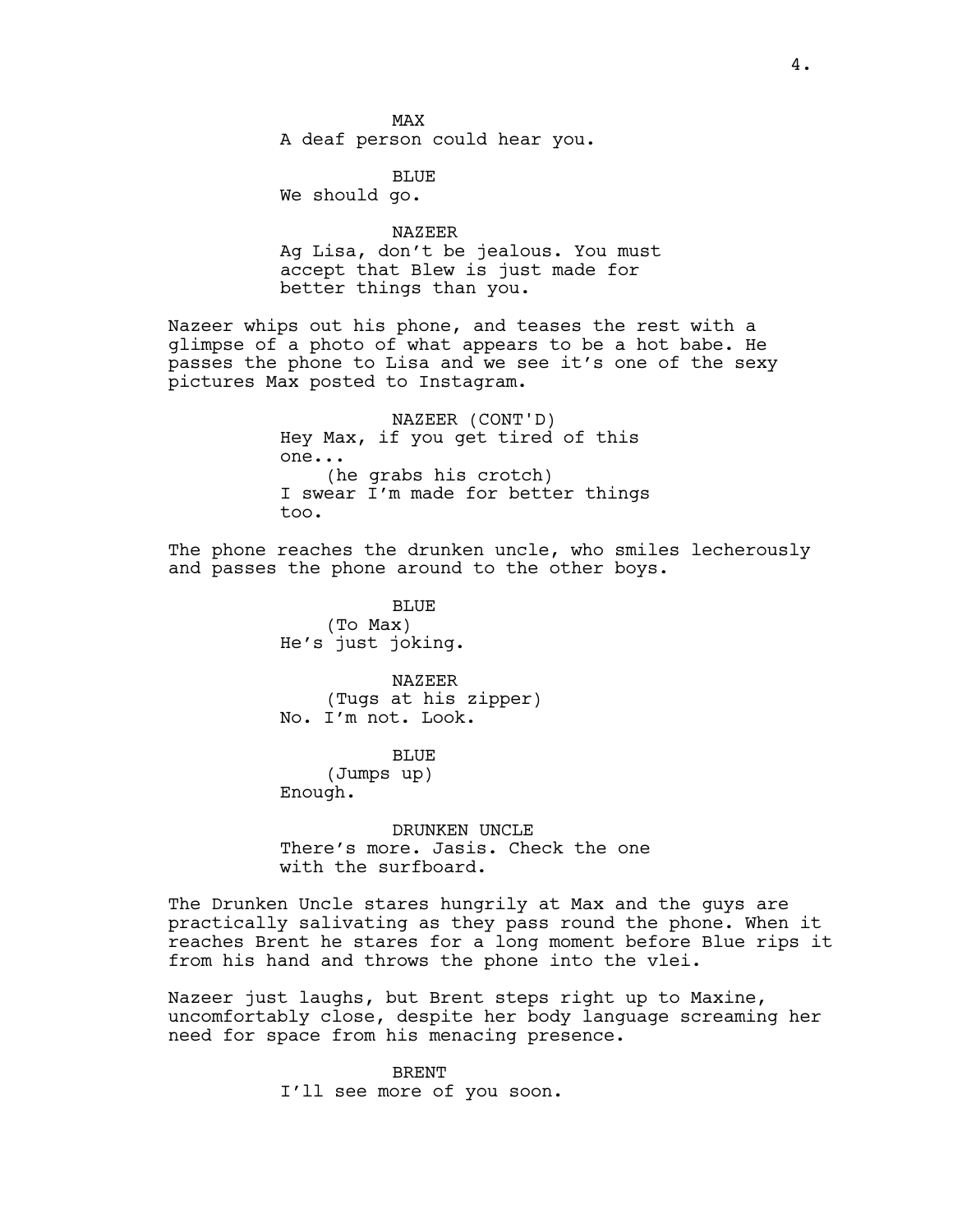MAX
A deaf person could hear you.

BLUE
We should go.

NAZEER
Ag Lisa, don't be jealous. You must accept that Blew is just made for better things than you.

Nazeer whips out his phone, and teases the rest with a glimpse of a photo of what appears to be a hot babe. He passes the phone to Lisa and we see it's one of the sexy pictures Max posted to Instagram.

NAZEER (CONT'D)
Hey Max, if you get tired of this one...
(he grabs his crotch)
I swear I'm made for better things too.

The phone reaches the drunken uncle, who smiles lecherously and passes the phone around to the other boys.

BLUE
(To Max)
He's just joking.

NAZEER
(Tugs at his zipper)
No. I'm not. Look.

BLUE
(Jumps up)
Enough.

DRUNKEN UNCLE
There's more. Jasis. Check the one with the surfboard.

The Drunken Uncle stares hungrily at Max and the guys are practically salivating as they pass round the phone. When it reaches Brent he stares for a long moment before Blue rips it from his hand and throws the phone into the vlei.

Nazeer just laughs, but Brent steps right up to Maxine, uncomfortably close, despite her body language screaming her need for space from his menacing presence.

BRENT
I'll see more of you soon.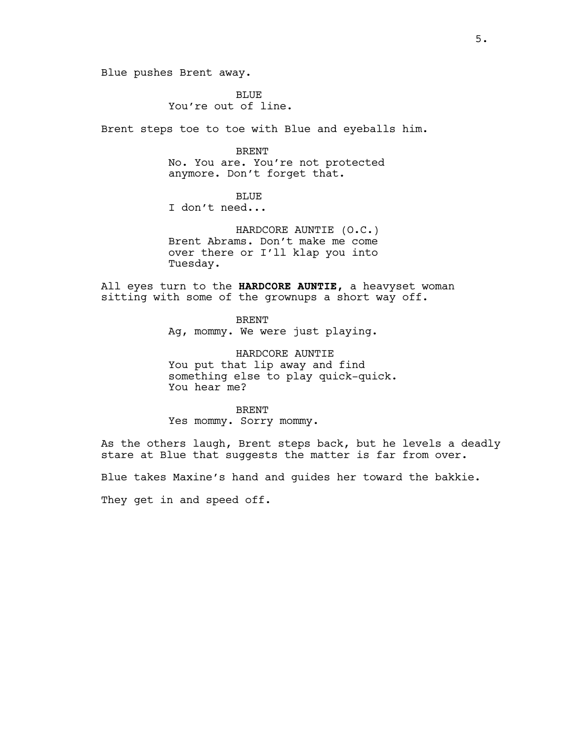Blue pushes Brent away.

BLUE
You're out of line.

Brent steps toe to toe with Blue and eyeballs him.

BRENT
No. You are. You're not protected anymore. Don't forget that.

BLUE
I don't need...

HARDCORE AUNTIE (O.C.)
Brent Abrams. Don't make me come over there or I'll klap you into Tuesday.

All eyes turn to the **HARDCORE AUNTIE,** a heavyset woman sitting with some of the grownups a short way off.

BRENT
Ag, mommy. We were just playing.

HARDCORE AUNTIE
You put that lip away and find something else to play quick-quick. You hear me?

BRENT
Yes mommy. Sorry mommy.

As the others laugh, Brent steps back, but he levels a deadly stare at Blue that suggests the matter is far from over.

Blue takes Maxine's hand and guides her toward the bakkie.

They get in and speed off.